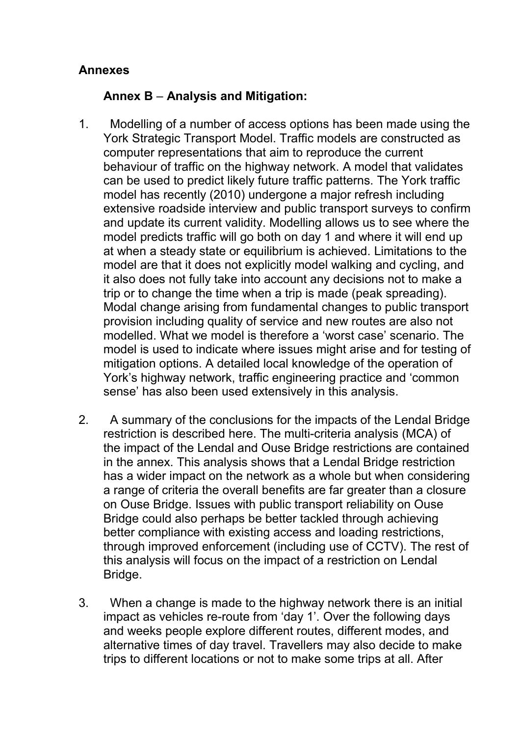## Annexes

### Annex B – Analysis and Mitigation:

1. Modelling of a number of access options has been made using the York Strategic Transport Model. Traffic models are constructed as computer representations that aim to reproduce the current behaviour of traffic on the highway network. A model that validates can be used to predict likely future traffic patterns. The York traffic model has recently (2010) undergone a major refresh including extensive roadside interview and public transport surveys to confirm and update its current validity. Modelling allows us to see where the model predicts traffic will go both on day 1 and where it will end up at when a steady state or equilibrium is achieved. Limitations to the model are that it does not explicitly model walking and cycling, and it also does not fully take into account any decisions not to make a trip or to change the time when a trip is made (peak spreading). Modal change arising from fundamental changes to public transport provision including quality of service and new routes are also not modelled. What we model is therefore a 'worst case' scenario. The model is used to indicate where issues might arise and for testing of mitigation options. A detailed local knowledge of the operation of York's highway network, traffic engineering practice and 'common sense' has also been used extensively in this analysis.

2. A summary of the conclusions for the impacts of the Lendal Bridge restriction is described here. The multi-criteria analysis (MCA) of the impact of the Lendal and Ouse Bridge restrictions are contained in the annex. This analysis shows that a Lendal Bridge restriction has a wider impact on the network as a whole but when considering a range of criteria the overall benefits are far greater than a closure on Ouse Bridge. Issues with public transport reliability on Ouse Bridge could also perhaps be better tackled through achieving better compliance with existing access and loading restrictions, through improved enforcement (including use of CCTV). The rest of this analysis will focus on the impact of a restriction on Lendal Bridge.

3. When a change is made to the highway network there is an initial impact as vehicles re-route from 'day 1'. Over the following days and weeks people explore different routes, different modes, and alternative times of day travel. Travellers may also decide to make trips to different locations or not to make some trips at all. After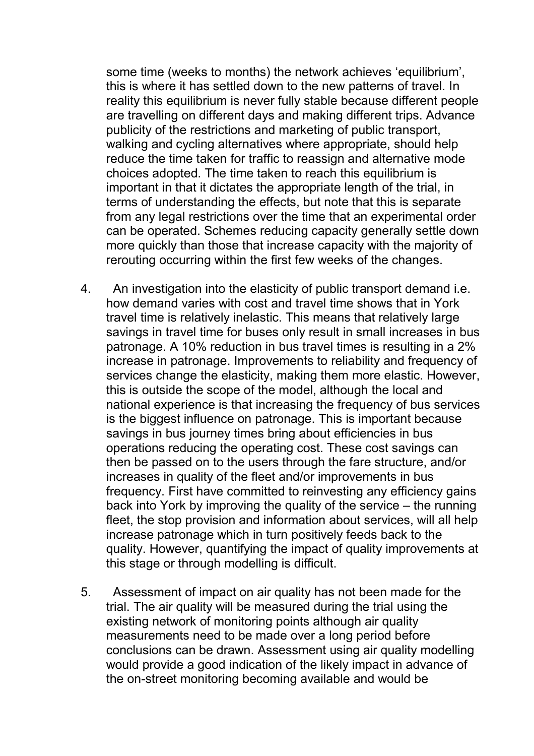some time (weeks to months) the network achieves 'equilibrium', this is where it has settled down to the new patterns of travel. In reality this equilibrium is never fully stable because different people are travelling on different days and making different trips. Advance publicity of the restrictions and marketing of public transport, walking and cycling alternatives where appropriate, should help reduce the time taken for traffic to reassign and alternative mode choices adopted. The time taken to reach this equilibrium is important in that it dictates the appropriate length of the trial, in terms of understanding the effects, but note that this is separate from any legal restrictions over the time that an experimental order can be operated. Schemes reducing capacity generally settle down more quickly than those that increase capacity with the majority of rerouting occurring within the first few weeks of the changes.

4. An investigation into the elasticity of public transport demand i.e. how demand varies with cost and travel time shows that in York travel time is relatively inelastic. This means that relatively large savings in travel time for buses only result in small increases in bus patronage. A 10% reduction in bus travel times is resulting in a 2% increase in patronage. Improvements to reliability and frequency of services change the elasticity, making them more elastic. However, this is outside the scope of the model, although the local and national experience is that increasing the frequency of bus services is the biggest influence on patronage. This is important because savings in bus journey times bring about efficiencies in bus operations reducing the operating cost. These cost savings can then be passed on to the users through the fare structure, and/or increases in quality of the fleet and/or improvements in bus frequency. First have committed to reinvesting any efficiency gains back into York by improving the quality of the service – the running fleet, the stop provision and information about services, will all help increase patronage which in turn positively feeds back to the quality. However, quantifying the impact of quality improvements at this stage or through modelling is difficult.

5. Assessment of impact on air quality has not been made for the trial. The air quality will be measured during the trial using the existing network of monitoring points although air quality measurements need to be made over a long period before conclusions can be drawn. Assessment using air quality modelling would provide a good indication of the likely impact in advance of the on-street monitoring becoming available and would be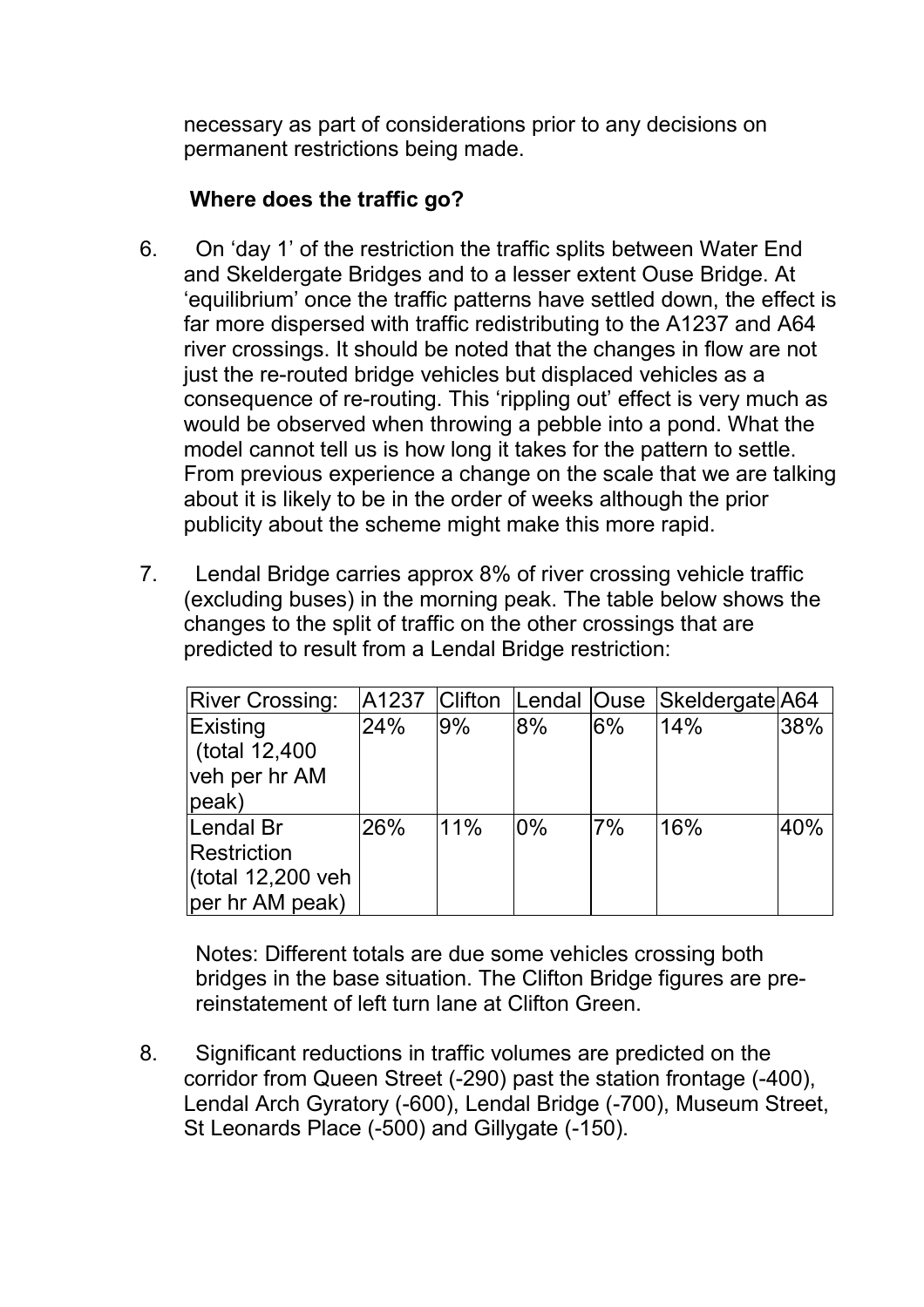necessary as part of considerations prior to any decisions on permanent restrictions being made.

**Where does the traffic go?**

6. On 'day 1' of the restriction the traffic splits between Water End and Skeldergate Bridges and to a lesser extent Ouse Bridge. At 'equilibrium' once the traffic patterns have settled down, the effect is far more dispersed with traffic redistributing to the A1237 and A64 river crossings. It should be noted that the changes in flow are not just the re-routed bridge vehicles but displaced vehicles as a consequence of re-routing. This 'rippling out' effect is very much as would be observed when throwing a pebble into a pond. What the model cannot tell us is how long it takes for the pattern to settle. From previous experience a change on the scale that we are talking about it is likely to be in the order of weeks although the prior publicity about the scheme might make this more rapid.

7. Lendal Bridge carries approx 8% of river crossing vehicle traffic (excluding buses) in the morning peak. The table below shows the changes to the split of traffic on the other crossings that are predicted to result from a Lendal Bridge restriction:

| River Crossing: | A1237 | Clifton | Lendal | Ouse | Skeldergate | A64 |
|---|---|---|---|---|---|---|
| Existing (total 12,400 veh per hr AM peak) | 24% | 9% | 8% | 6% | 14% | 38% |
| Lendal Br Restriction (total 12,200 veh per hr AM peak) | 26% | 11% | 0% | 7% | 16% | 40% |

Notes: Different totals are due some vehicles crossing both bridges in the base situation. The Clifton Bridge figures are pre-reinstatement of left turn lane at Clifton Green.

8. Significant reductions in traffic volumes are predicted on the corridor from Queen Street (-290) past the station frontage (-400), Lendal Arch Gyratory (-600), Lendal Bridge (-700), Museum Street, St Leonards Place (-500) and Gillygate (-150).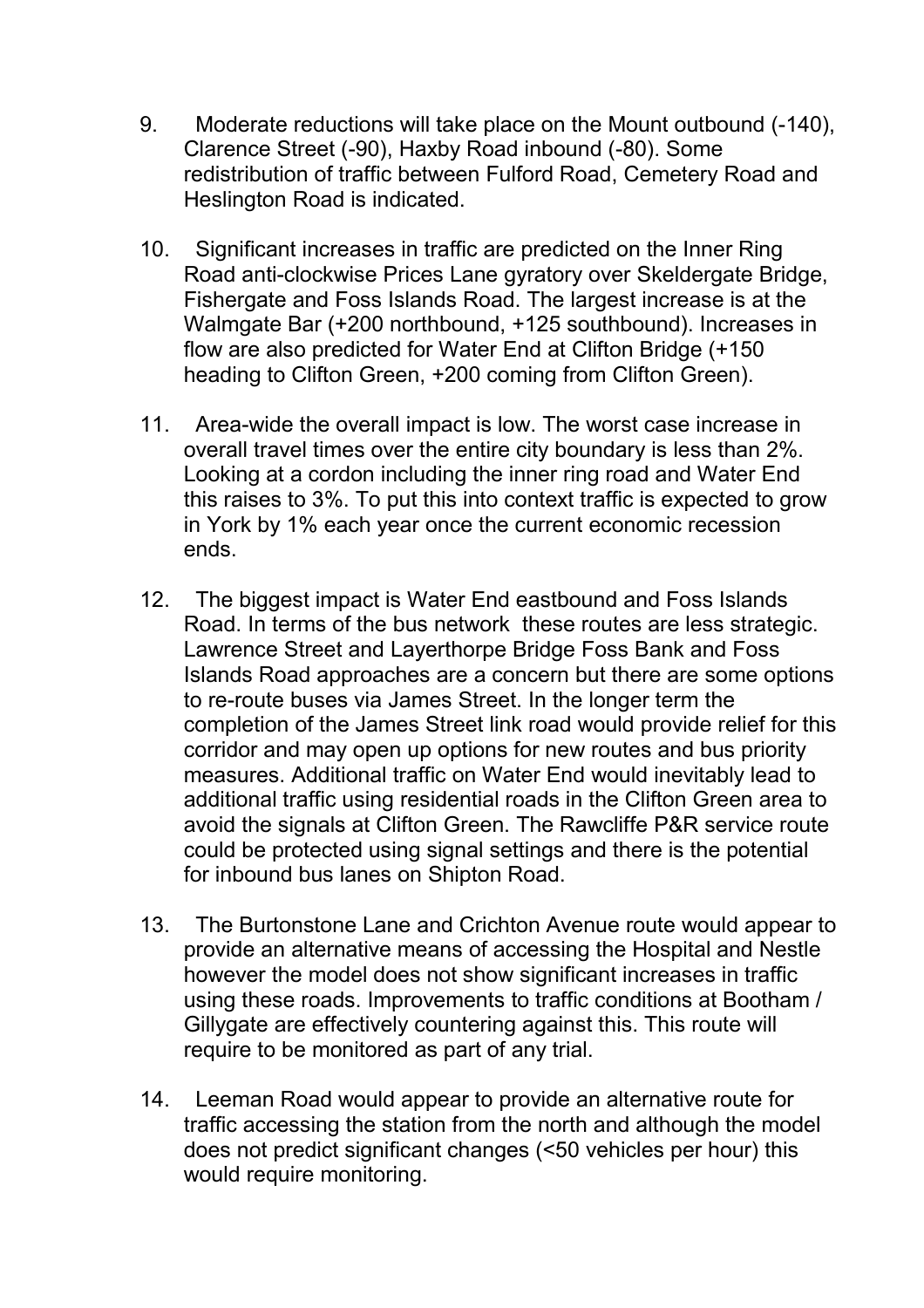9. Moderate reductions will take place on the Mount outbound (-140), Clarence Street (-90), Haxby Road inbound (-80). Some redistribution of traffic between Fulford Road, Cemetery Road and Heslington Road is indicated.

10. Significant increases in traffic are predicted on the Inner Ring Road anti-clockwise Prices Lane gyratory over Skeldergate Bridge, Fishergate and Foss Islands Road. The largest increase is at the Walmgate Bar (+200 northbound, +125 southbound). Increases in flow are also predicted for Water End at Clifton Bridge (+150 heading to Clifton Green, +200 coming from Clifton Green).

11. Area-wide the overall impact is low. The worst case increase in overall travel times over the entire city boundary is less than 2%. Looking at a cordon including the inner ring road and Water End this raises to 3%. To put this into context traffic is expected to grow in York by 1% each year once the current economic recession ends.

12. The biggest impact is Water End eastbound and Foss Islands Road. In terms of the bus network these routes are less strategic. Lawrence Street and Layerthorpe Bridge Foss Bank and Foss Islands Road approaches are a concern but there are some options to re-route buses via James Street. In the longer term the completion of the James Street link road would provide relief for this corridor and may open up options for new routes and bus priority measures. Additional traffic on Water End would inevitably lead to additional traffic using residential roads in the Clifton Green area to avoid the signals at Clifton Green. The Rawcliffe P&R service route could be protected using signal settings and there is the potential for inbound bus lanes on Shipton Road.

13. The Burtonstone Lane and Crichton Avenue route would appear to provide an alternative means of accessing the Hospital and Nestle however the model does not show significant increases in traffic using these roads. Improvements to traffic conditions at Bootham / Gillygate are effectively countering against this. This route will require to be monitored as part of any trial.

14. Leeman Road would appear to provide an alternative route for traffic accessing the station from the north and although the model does not predict significant changes (<50 vehicles per hour) this would require monitoring.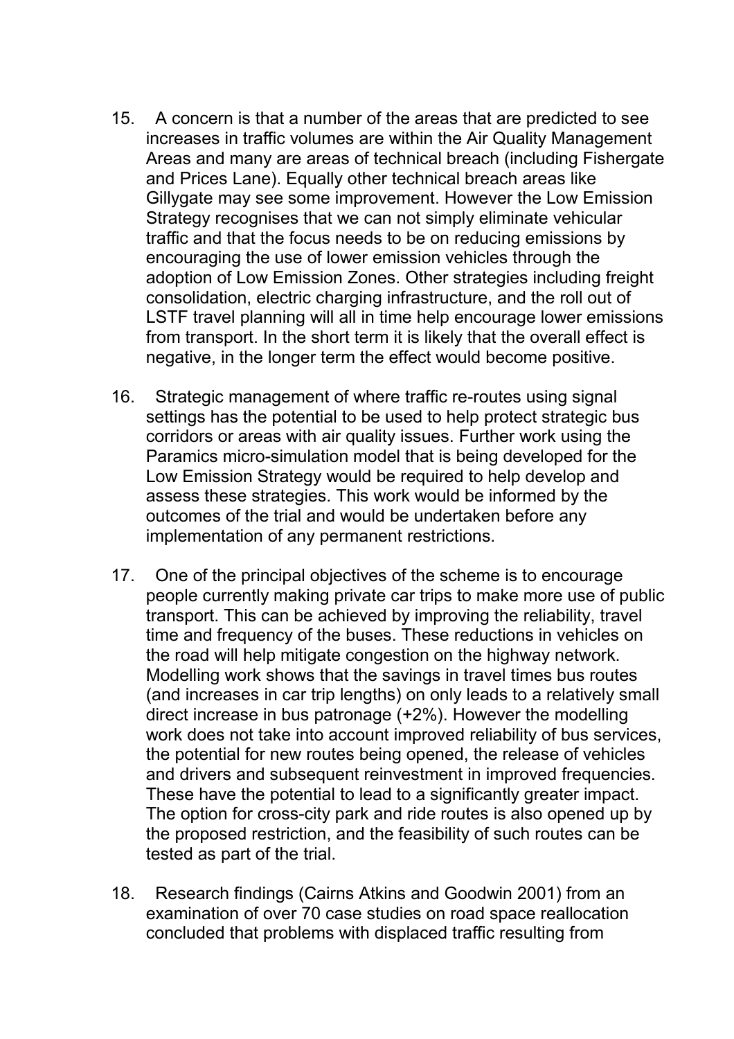15. A concern is that a number of the areas that are predicted to see increases in traffic volumes are within the Air Quality Management Areas and many are areas of technical breach (including Fishergate and Prices Lane). Equally other technical breach areas like Gillygate may see some improvement. However the Low Emission Strategy recognises that we can not simply eliminate vehicular traffic and that the focus needs to be on reducing emissions by encouraging the use of lower emission vehicles through the adoption of Low Emission Zones. Other strategies including freight consolidation, electric charging infrastructure, and the roll out of LSTF travel planning will all in time help encourage lower emissions from transport. In the short term it is likely that the overall effect is negative, in the longer term the effect would become positive.

16. Strategic management of where traffic re-routes using signal settings has the potential to be used to help protect strategic bus corridors or areas with air quality issues. Further work using the Paramics micro-simulation model that is being developed for the Low Emission Strategy would be required to help develop and assess these strategies. This work would be informed by the outcomes of the trial and would be undertaken before any implementation of any permanent restrictions.

17. One of the principal objectives of the scheme is to encourage people currently making private car trips to make more use of public transport. This can be achieved by improving the reliability, travel time and frequency of the buses. These reductions in vehicles on the road will help mitigate congestion on the highway network. Modelling work shows that the savings in travel times bus routes (and increases in car trip lengths) on only leads to a relatively small direct increase in bus patronage (+2%). However the modelling work does not take into account improved reliability of bus services, the potential for new routes being opened, the release of vehicles and drivers and subsequent reinvestment in improved frequencies. These have the potential to lead to a significantly greater impact. The option for cross-city park and ride routes is also opened up by the proposed restriction, and the feasibility of such routes can be tested as part of the trial.

18. Research findings (Cairns Atkins and Goodwin 2001) from an examination of over 70 case studies on road space reallocation concluded that problems with displaced traffic resulting from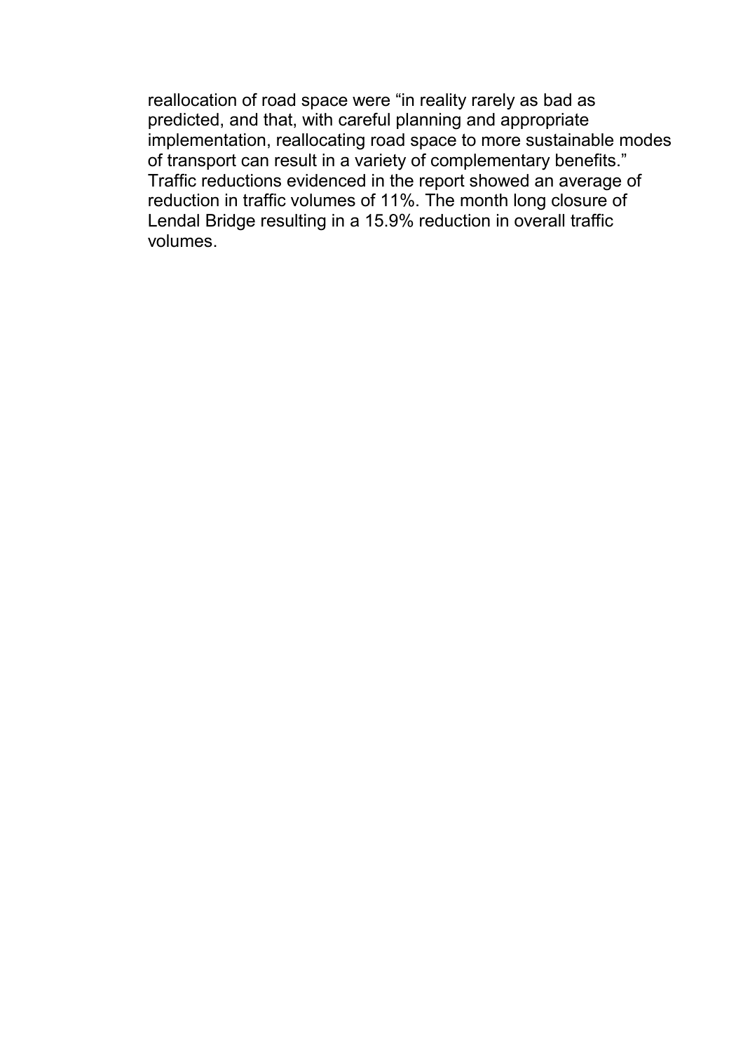reallocation of road space were “in reality rarely as bad as predicted, and that, with careful planning and appropriate implementation, reallocating road space to more sustainable modes of transport can result in a variety of complementary benefits.” Traffic reductions evidenced in the report showed an average of reduction in traffic volumes of 11%. The month long closure of Lendal Bridge resulting in a 15.9% reduction in overall traffic volumes.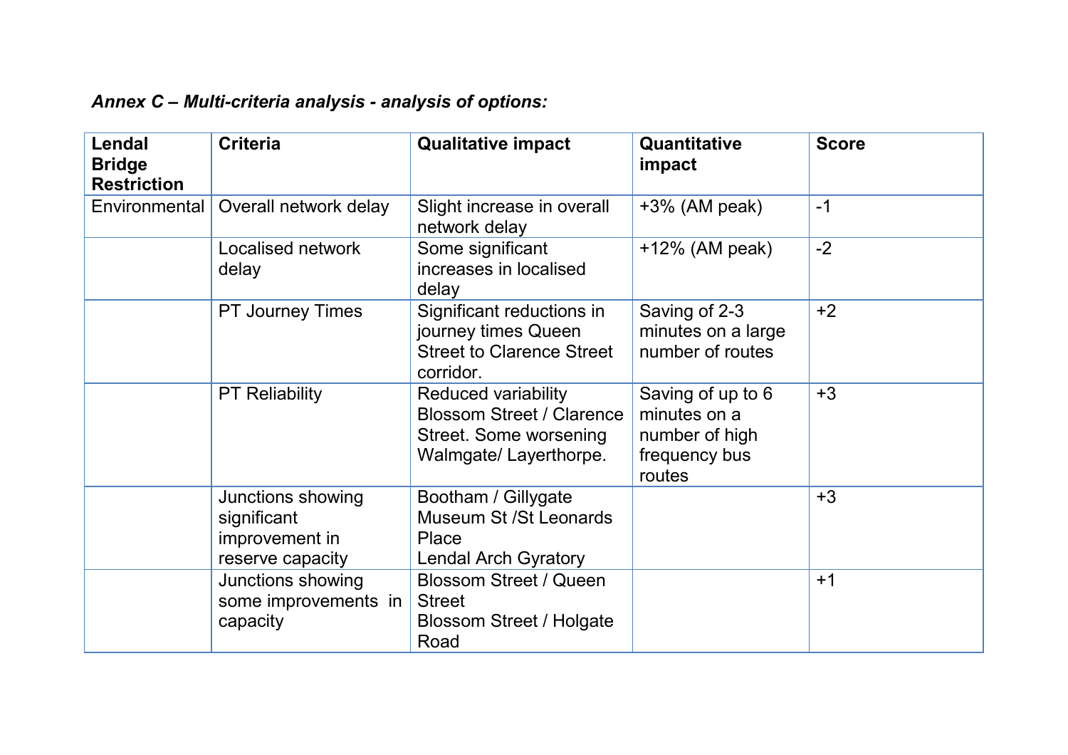***Annex C – Multi-criteria analysis - analysis of options:***

| Lendal Bridge Restriction | Criteria | Qualitative impact | Quantitative impact | Score |
|---|---|---|---|---|
| Environmental | Overall network delay | Slight increase in overall network delay | +3% (AM peak) | -1 |
| | Localised network delay | Some significant increases in localised delay | +12% (AM peak) | -2 |
| | PT Journey Times | Significant reductions in journey times Queen Street to Clarence Street corridor. | Saving of 2-3 minutes on a large number of routes | +2 |
| | PT Reliability | Reduced variability Blossom Street / Clarence Street. Some worsening Walmgate/ Layerthorpe. | Saving of up to 6 minutes on a number of high frequency bus routes | +3 |
| | Junctions showing significant improvement in reserve capacity | Bootham / Gillygate<br>Museum St /St Leonards Place<br>Lendal Arch Gyratory | | +3 |
| | Junctions showing some improvements in capacity | Blossom Street / Queen Street<br>Blossom Street / Holgate Road | | +1 |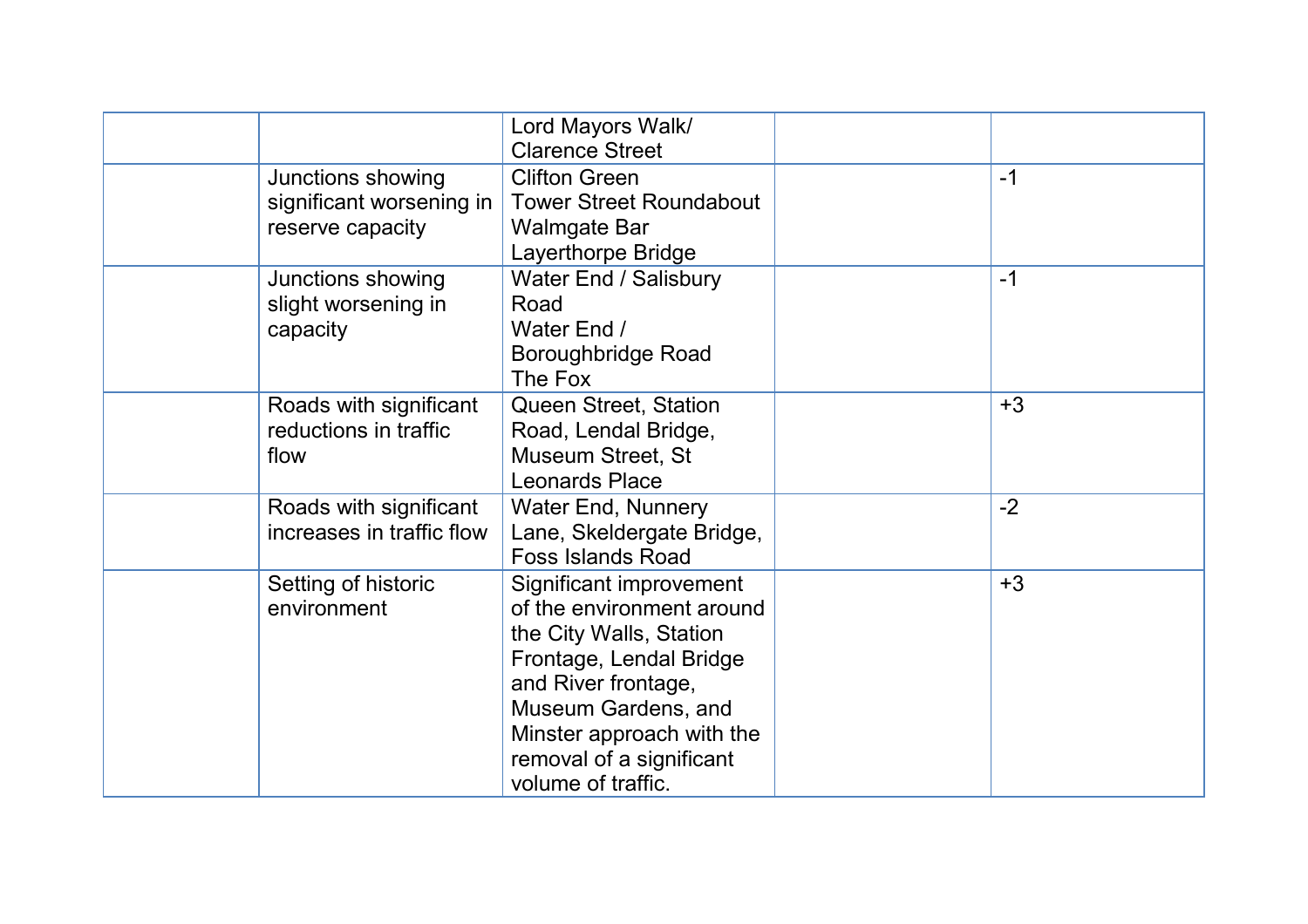| | | | | |
|---|---|---|---|---|
| | | Lord Mayors Walk/ Clarence Street | | |
| | Junctions showing significant worsening in reserve capacity | Clifton Green<br>Tower Street Roundabout<br>Walmgate Bar<br>Layerthorpe Bridge | | -1 |
| | Junctions showing slight worsening in capacity | Water End / Salisbury Road<br>Water End / Boroughbridge Road<br>The Fox | | -1 |
| | Roads with significant reductions in traffic flow | Queen Street, Station Road, Lendal Bridge, Museum Street, St Leonards Place | | +3 |
| | Roads with significant increases in traffic flow | Water End, Nunnery Lane, Skeldergate Bridge, Foss Islands Road | | -2 |
| | Setting of historic environment | Significant improvement of the environment around the City Walls, Station Frontage, Lendal Bridge and River frontage, Museum Gardens, and Minster approach with the removal of a significant volume of traffic. | | +3 |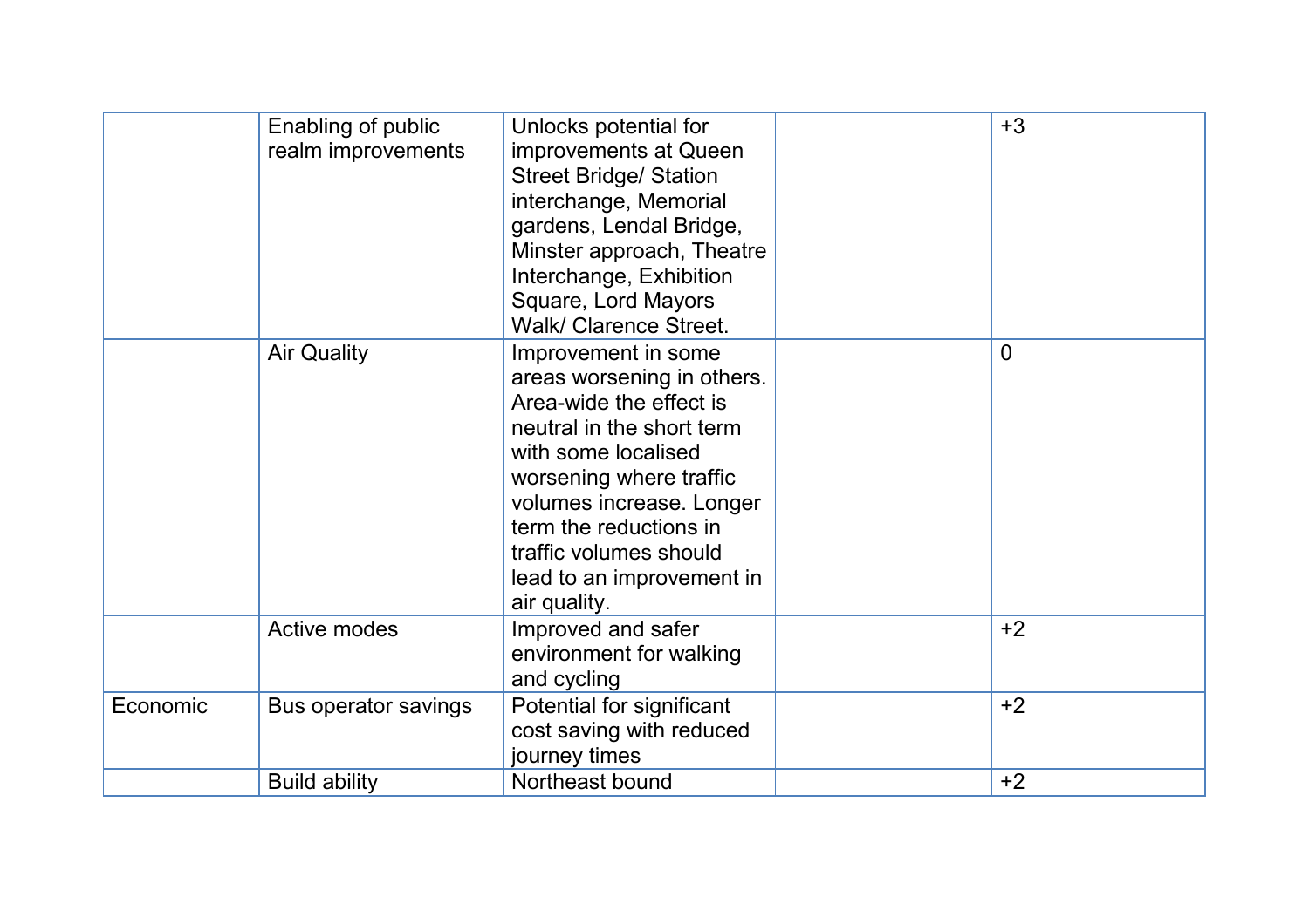| | | | | |
|---|---|---|---|---|
| | Enabling of public realm improvements | Unlocks potential for improvements at Queen Street Bridge/ Station interchange, Memorial gardens, Lendal Bridge, Minster approach, Theatre Interchange, Exhibition Square, Lord Mayors Walk/ Clarence Street. | | +3 |
| | Air Quality | Improvement in some areas worsening in others. Area-wide the effect is neutral in the short term with some localised worsening where traffic volumes increase. Longer term the reductions in traffic volumes should lead to an improvement in air quality. | | 0 |
| | Active modes | Improved and safer environment for walking and cycling | | +2 |
| Economic | Bus operator savings | Potential for significant cost saving with reduced journey times | | +2 |
| | Build ability | Northeast bound | | +2 |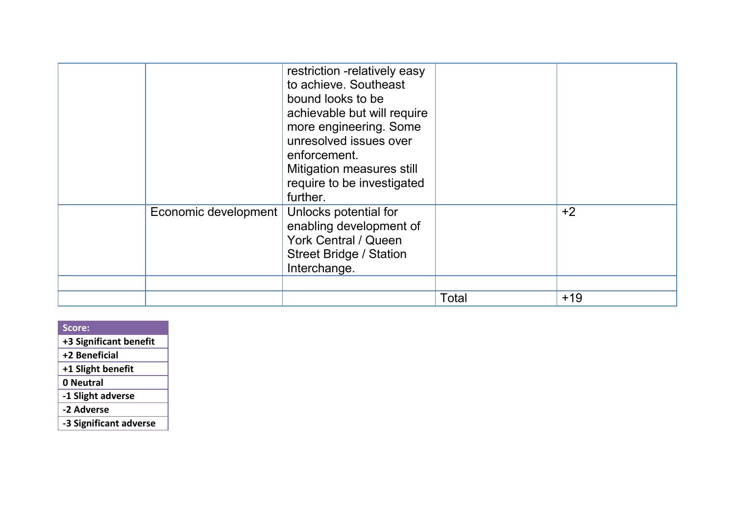| | | | | |
|---|---|---|---|---|
| | | restriction -relatively easy to achieve. Southeast bound looks to be achievable but will require more engineering. Some unresolved issues over enforcement.<br>Mitigation measures still require to be investigated further. | | |
| | Economic development | Unlocks potential for enabling development of York Central / Queen Street Bridge / Station Interchange. | | +2 |
| | | | | |
| | | | Total | +19 |

| Score: |
|---|
| **+3 Significant benefit** |
| **+2 Beneficial** |
| **+1 Slight benefit** |
| **0 Neutral** |
| **-1 Slight adverse** |
| **-2 Adverse** |
| **-3 Significant adverse** |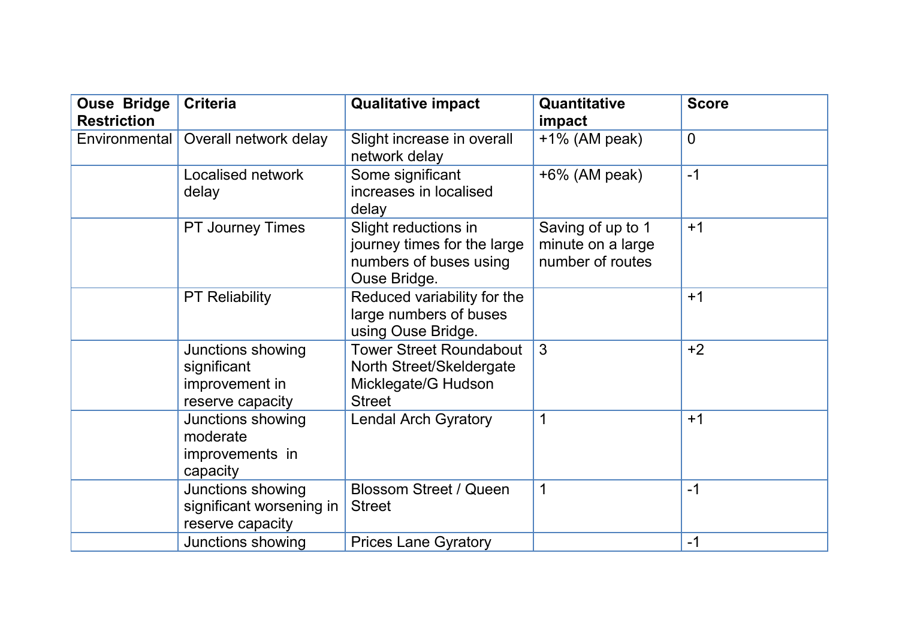| Ouse Bridge Restriction | Criteria | Qualitative impact | Quantitative impact | Score |
|---|---|---|---|---|
| Environmental | Overall network delay | Slight increase in overall network delay | +1% (AM peak) | 0 |
| | Localised network delay | Some significant increases in localised delay | +6% (AM peak) | -1 |
| | PT Journey Times | Slight reductions in journey times for the large numbers of buses using Ouse Bridge. | Saving of up to 1 minute on a large number of routes | +1 |
| | PT Reliability | Reduced variability for the large numbers of buses using Ouse Bridge. | | +1 |
| | Junctions showing significant improvement in reserve capacity | Tower Street Roundabout North Street/Skeldergate Micklegate/G Hudson Street | 3 | +2 |
| | Junctions showing moderate improvements in capacity | Lendal Arch Gyratory | 1 | +1 |
| | Junctions showing significant worsening in reserve capacity | Blossom Street / Queen Street | 1 | -1 |
| | Junctions showing | Prices Lane Gyratory | | -1 |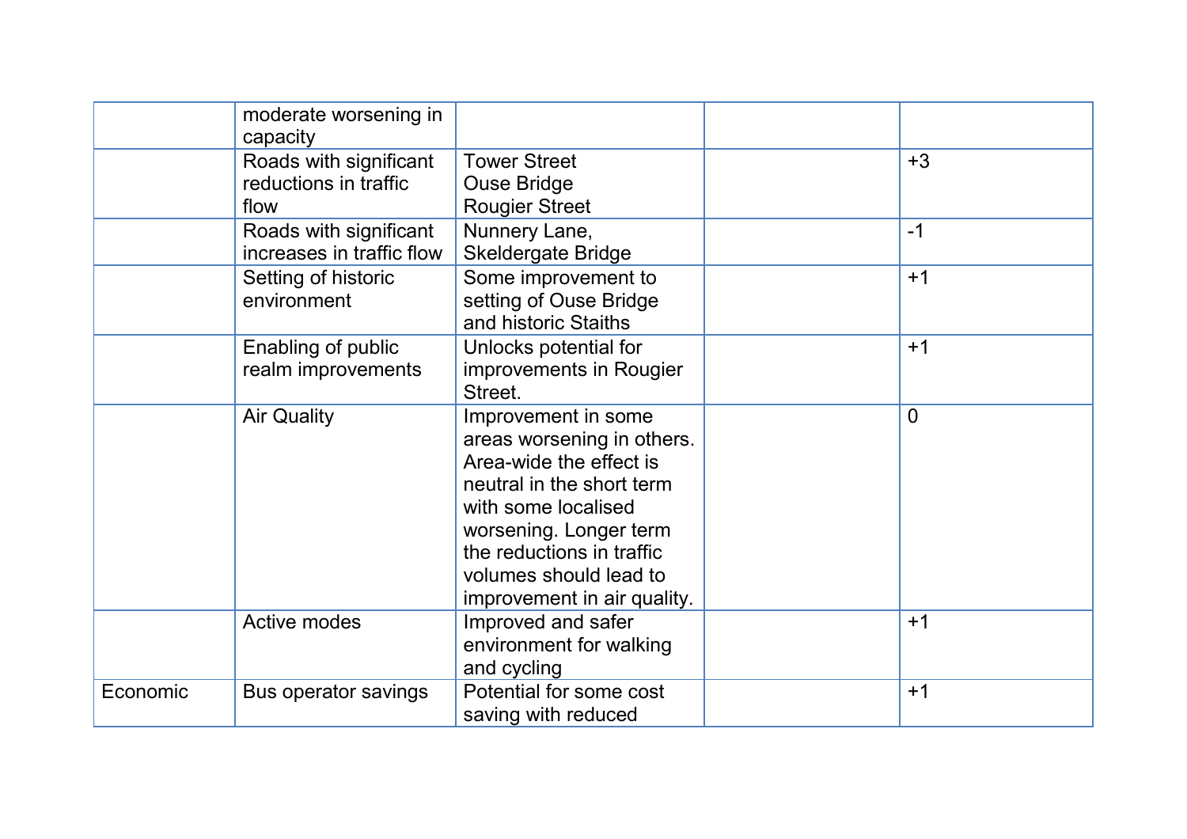| | | | | |
|---|---|---|---|---|
| | moderate worsening in capacity | | | |
| | Roads with significant reductions in traffic flow | Tower Street<br>Ouse Bridge<br>Rougier Street | | +3 |
| | Roads with significant increases in traffic flow | Nunnery Lane,<br>Skeldergate Bridge | | -1 |
| | Setting of historic environment | Some improvement to setting of Ouse Bridge and historic Staiths | | +1 |
| | Enabling of public realm improvements | Unlocks potential for improvements in Rougier Street. | | +1 |
| | Air Quality | Improvement in some areas worsening in others. Area-wide the effect is neutral in the short term with some localised worsening. Longer term the reductions in traffic volumes should lead to improvement in air quality. | | 0 |
| | Active modes | Improved and safer environment for walking and cycling | | +1 |
| Economic | Bus operator savings | Potential for some cost saving with reduced | | +1 |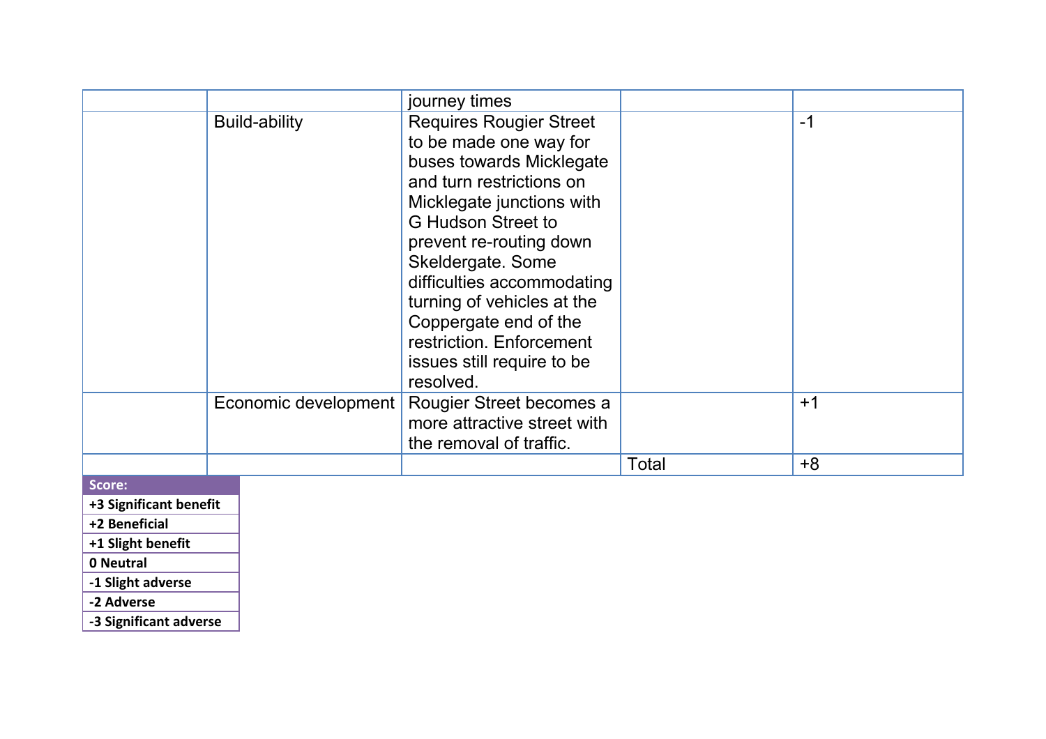| | | | | |
|---|---|---|---|---|
| | | journey times | | |
| | Build-ability | Requires Rougier Street to be made one way for buses towards Micklegate and turn restrictions on Micklegate junctions with G Hudson Street to prevent re-routing down Skeldergate. Some difficulties accommodating turning of vehicles at the Coppergate end of the restriction. Enforcement issues still require to be resolved. | | -1 |
| | Economic development | Rougier Street becomes a more attractive street with the removal of traffic. | | +1 |
| | | | Total | +8 |

| **Score:** |
|---|
| **+3 Significant benefit** |
| **+2 Beneficial** |
| **+1 Slight benefit** |
| **0 Neutral** |
| **-1 Slight adverse** |
| **-2 Adverse** |
| **-3 Significant adverse** |